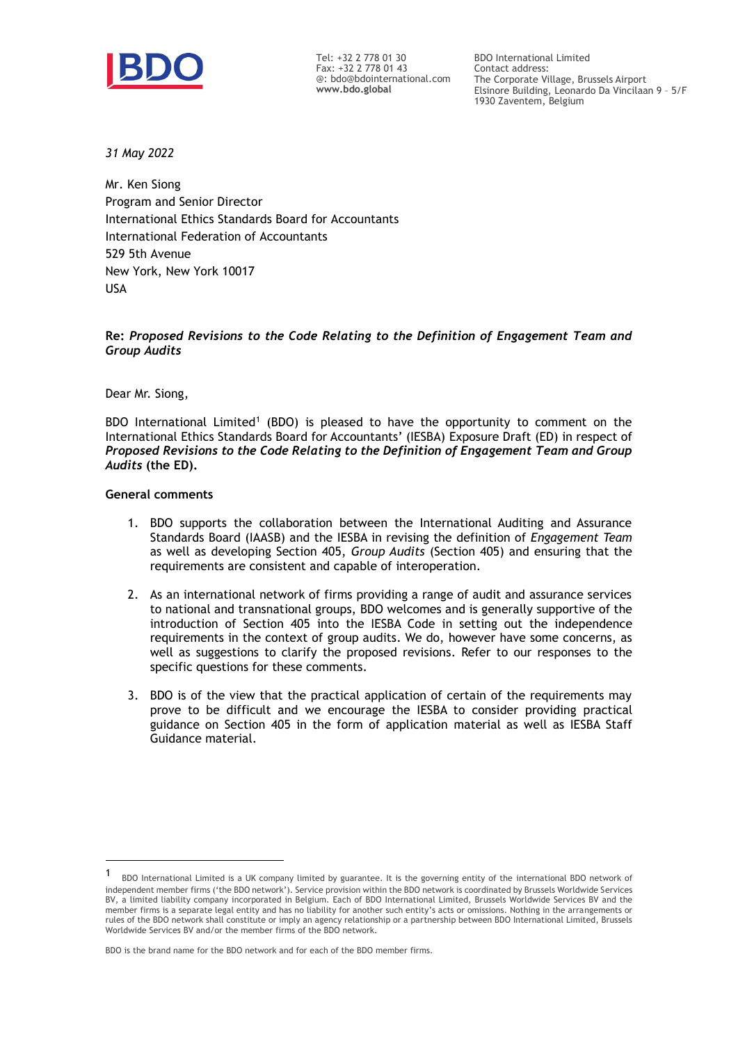Tel: +32 2 778 01 30
Fax: +32 2 778 01 43
@: bdo@bdointernational.com
**www.bdo.global**

BDO International Limited
Contact address:
The Corporate Village, Brussels Airport
Elsinore Building, Leonardo Da Vincilaan 9 – 5/F
1930 Zaventem, Belgium

*31 May 2022*

Mr. Ken Siong
Program and Senior Director
International Ethics Standards Board for Accountants
International Federation of Accountants
529 5th Avenue
New York, New York 10017
USA

**Re:** ***Proposed Revisions to the Code Relating to the Definition of Engagement Team and Group Audits***

Dear Mr. Siong,

BDO International Limited[1] (BDO) is pleased to have the opportunity to comment on the International Ethics Standards Board for Accountants' (IESBA) Exposure Draft (ED) in respect of ***Proposed Revisions to the Code Relating to the Definition of Engagement Team and Group Audits*** **(the ED).**

**General comments**

1. BDO supports the collaboration between the International Auditing and Assurance Standards Board (IAASB) and the IESBA in revising the definition of *Engagement Team* as well as developing Section 405, *Group Audits* (Section 405) and ensuring that the requirements are consistent and capable of interoperation.

2. As an international network of firms providing a range of audit and assurance services to national and transnational groups, BDO welcomes and is generally supportive of the introduction of Section 405 into the IESBA Code in setting out the independence requirements in the context of group audits. We do, however have some concerns, as well as suggestions to clarify the proposed revisions. Refer to our responses to the specific questions for these comments.

3. BDO is of the view that the practical application of certain of the requirements may prove to be difficult and we encourage the IESBA to consider providing practical guidance on Section 405 in the form of application material as well as IESBA Staff Guidance material.

---

[1] BDO International Limited is a UK company limited by guarantee. It is the governing entity of the international BDO network of independent member firms ('the BDO network'). Service provision within the BDO network is coordinated by Brussels Worldwide Services BV, a limited liability company incorporated in Belgium. Each of BDO International Limited, Brussels Worldwide Services BV and the member firms is a separate legal entity and has no liability for another such entity's acts or omissions. Nothing in the arrangements or rules of the BDO network shall constitute or imply an agency relationship or a partnership between BDO International Limited, Brussels Worldwide Services BV and/or the member firms of the BDO network.

BDO is the brand name for the BDO network and for each of the BDO member firms.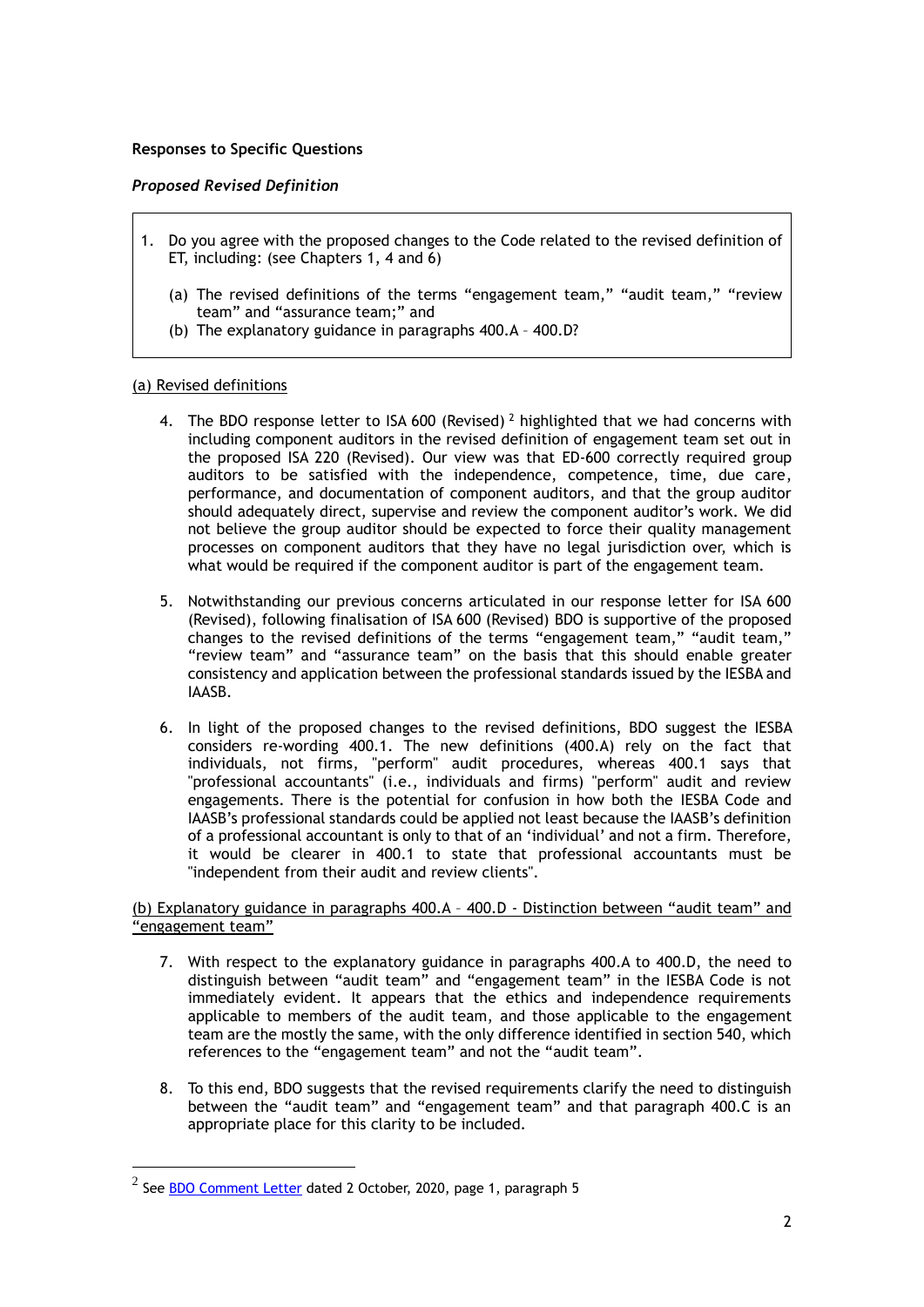**Responses to Specific Questions**

***Proposed Revised Definition***

> 1. Do you agree with the proposed changes to the Code related to the revised definition of ET, including: (see Chapters 1, 4 and 6)
>
>    (a) The revised definitions of the terms "engagement team," "audit team," "review team" and "assurance team;" and
>
>    (b) The explanatory guidance in paragraphs 400.A – 400.D?

<u>(a) Revised definitions</u>

4. The BDO response letter to ISA 600 (Revised) [2] highlighted that we had concerns with including component auditors in the revised definition of engagement team set out in the proposed ISA 220 (Revised). Our view was that ED-600 correctly required group auditors to be satisfied with the independence, competence, time, due care, performance, and documentation of component auditors, and that the group auditor should adequately direct, supervise and review the component auditor's work. We did not believe the group auditor should be expected to force their quality management processes on component auditors that they have no legal jurisdiction over, which is what would be required if the component auditor is part of the engagement team.

5. Notwithstanding our previous concerns articulated in our response letter for ISA 600 (Revised), following finalisation of ISA 600 (Revised) BDO is supportive of the proposed changes to the revised definitions of the terms "engagement team," "audit team," "review team" and "assurance team" on the basis that this should enable greater consistency and application between the professional standards issued by the IESBA and IAASB.

6. In light of the proposed changes to the revised definitions, BDO suggest the IESBA considers re-wording 400.1. The new definitions (400.A) rely on the fact that individuals, not firms, "perform" audit procedures, whereas 400.1 says that "professional accountants" (i.e., individuals and firms) "perform" audit and review engagements. There is the potential for confusion in how both the IESBA Code and IAASB's professional standards could be applied not least because the IAASB's definition of a professional accountant is only to that of an 'individual' and not a firm. Therefore, it would be clearer in 400.1 to state that professional accountants must be "independent from their audit and review clients".

<u>(b) Explanatory guidance in paragraphs 400.A – 400.D - Distinction between "audit team" and "engagement team"</u>

7. With respect to the explanatory guidance in paragraphs 400.A to 400.D, the need to distinguish between "audit team" and "engagement team" in the IESBA Code is not immediately evident. It appears that the ethics and independence requirements applicable to members of the audit team, and those applicable to the engagement team are the mostly the same, with the only difference identified in section 540, which references to the "engagement team" and not the "audit team".

8. To this end, BDO suggests that the revised requirements clarify the need to distinguish between the "audit team" and "engagement team" and that paragraph 400.C is an appropriate place for this clarity to be included.

---

[2] See <u>BDO Comment Letter</u> dated 2 October, 2020, page 1, paragraph 5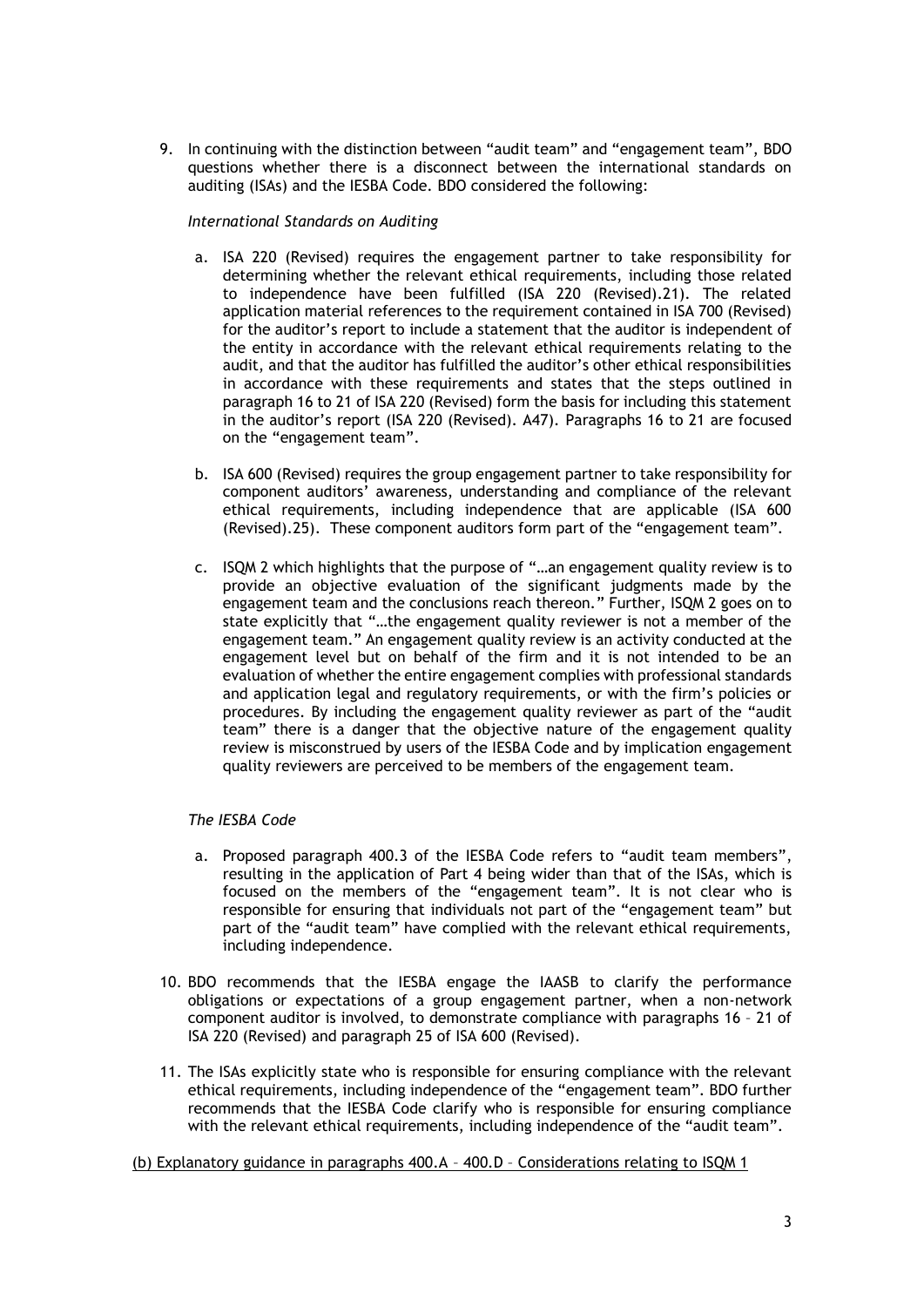9. In continuing with the distinction between "audit team" and "engagement team", BDO questions whether there is a disconnect between the international standards on auditing (ISAs) and the IESBA Code. BDO considered the following:

   *International Standards on Auditing*

   a. ISA 220 (Revised) requires the engagement partner to take responsibility for determining whether the relevant ethical requirements, including those related to independence have been fulfilled (ISA 220 (Revised).21). The related application material references to the requirement contained in ISA 700 (Revised) for the auditor's report to include a statement that the auditor is independent of the entity in accordance with the relevant ethical requirements relating to the audit, and that the auditor has fulfilled the auditor's other ethical responsibilities in accordance with these requirements and states that the steps outlined in paragraph 16 to 21 of ISA 220 (Revised) form the basis for including this statement in the auditor's report (ISA 220 (Revised). A47). Paragraphs 16 to 21 are focused on the "engagement team".

   b. ISA 600 (Revised) requires the group engagement partner to take responsibility for component auditors' awareness, understanding and compliance of the relevant ethical requirements, including independence that are applicable (ISA 600 (Revised).25). These component auditors form part of the "engagement team".

   c. ISQM 2 which highlights that the purpose of "…an engagement quality review is to provide an objective evaluation of the significant judgments made by the engagement team and the conclusions reach thereon." Further, ISQM 2 goes on to state explicitly that "…the engagement quality reviewer is not a member of the engagement team." An engagement quality review is an activity conducted at the engagement level but on behalf of the firm and it is not intended to be an evaluation of whether the entire engagement complies with professional standards and application legal and regulatory requirements, or with the firm's policies or procedures. By including the engagement quality reviewer as part of the "audit team" there is a danger that the objective nature of the engagement quality review is misconstrued by users of the IESBA Code and by implication engagement quality reviewers are perceived to be members of the engagement team.

   *The IESBA Code*

   a. Proposed paragraph 400.3 of the IESBA Code refers to "audit team members", resulting in the application of Part 4 being wider than that of the ISAs, which is focused on the members of the "engagement team". It is not clear who is responsible for ensuring that individuals not part of the "engagement team" but part of the "audit team" have complied with the relevant ethical requirements, including independence.

10. BDO recommends that the IESBA engage the IAASB to clarify the performance obligations or expectations of a group engagement partner, when a non-network component auditor is involved, to demonstrate compliance with paragraphs 16 – 21 of ISA 220 (Revised) and paragraph 25 of ISA 600 (Revised).

11. The ISAs explicitly state who is responsible for ensuring compliance with the relevant ethical requirements, including independence of the "engagement team". BDO further recommends that the IESBA Code clarify who is responsible for ensuring compliance with the relevant ethical requirements, including independence of the "audit team".

<u>(b) Explanatory guidance in paragraphs 400.A – 400.D – Considerations relating to ISQM 1</u>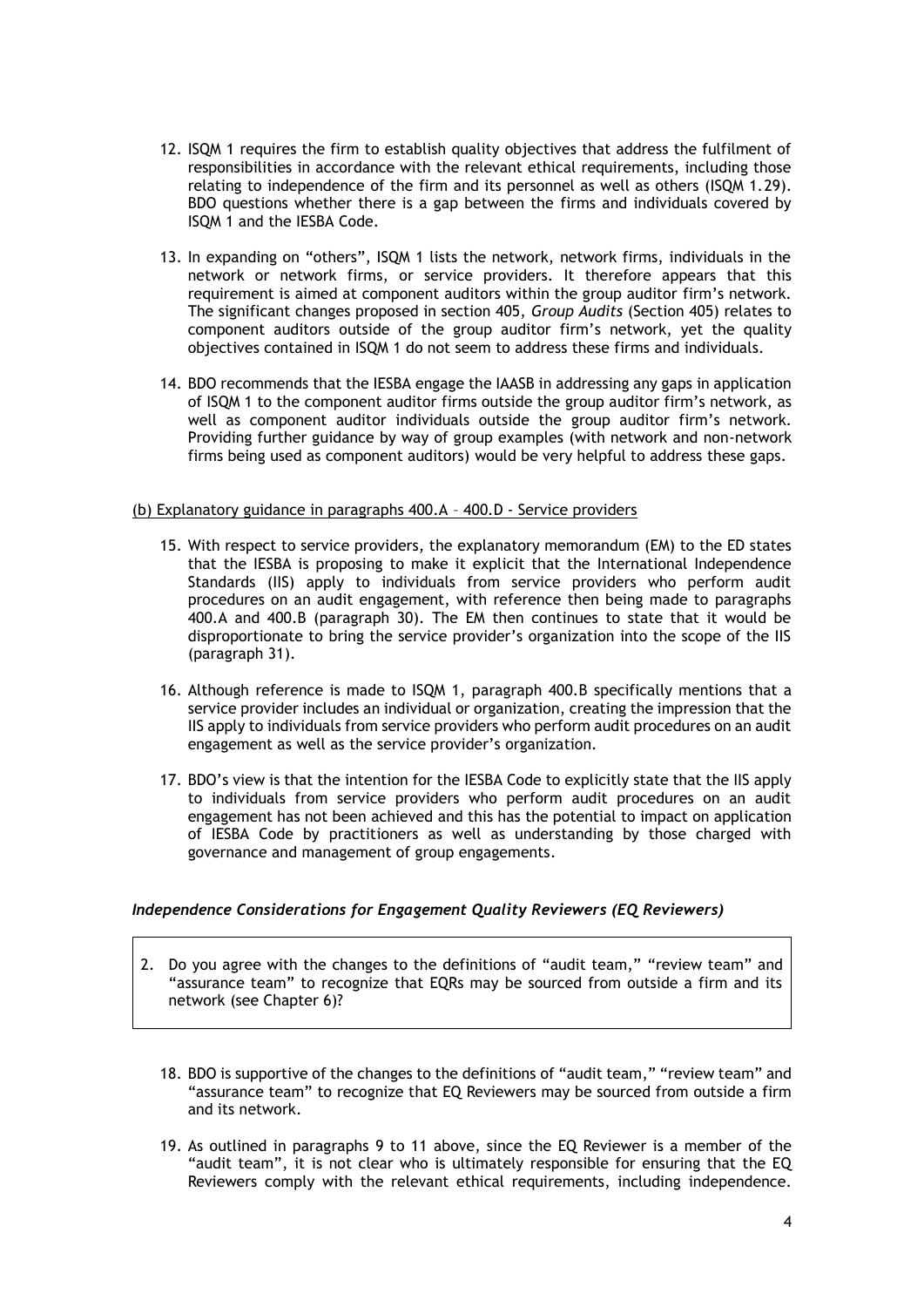12. ISQM 1 requires the firm to establish quality objectives that address the fulfilment of responsibilities in accordance with the relevant ethical requirements, including those relating to independence of the firm and its personnel as well as others (ISQM 1.29). BDO questions whether there is a gap between the firms and individuals covered by ISQM 1 and the IESBA Code.

13. In expanding on "others", ISQM 1 lists the network, network firms, individuals in the network or network firms, or service providers. It therefore appears that this requirement is aimed at component auditors within the group auditor firm's network. The significant changes proposed in section 405, *Group Audits* (Section 405) relates to component auditors outside of the group auditor firm's network, yet the quality objectives contained in ISQM 1 do not seem to address these firms and individuals.

14. BDO recommends that the IESBA engage the IAASB in addressing any gaps in application of ISQM 1 to the component auditor firms outside the group auditor firm's network, as well as component auditor individuals outside the group auditor firm's network. Providing further guidance by way of group examples (with network and non-network firms being used as component auditors) would be very helpful to address these gaps.

<u>(b) Explanatory guidance in paragraphs 400.A – 400.D - Service providers</u>

15. With respect to service providers, the explanatory memorandum (EM) to the ED states that the IESBA is proposing to make it explicit that the International Independence Standards (IIS) apply to individuals from service providers who perform audit procedures on an audit engagement, with reference then being made to paragraphs 400.A and 400.B (paragraph 30). The EM then continues to state that it would be disproportionate to bring the service provider's organization into the scope of the IIS (paragraph 31).

16. Although reference is made to ISQM 1, paragraph 400.B specifically mentions that a service provider includes an individual or organization, creating the impression that the IIS apply to individuals from service providers who perform audit procedures on an audit engagement as well as the service provider's organization.

17. BDO's view is that the intention for the IESBA Code to explicitly state that the IIS apply to individuals from service providers who perform audit procedures on an audit engagement has not been achieved and this has the potential to impact on application of IESBA Code by practitioners as well as understanding by those charged with governance and management of group engagements.

### *Independence Considerations for Engagement Quality Reviewers (EQ Reviewers)*

2. Do you agree with the changes to the definitions of "audit team," "review team" and "assurance team" to recognize that EQRs may be sourced from outside a firm and its network (see Chapter 6)?

18. BDO is supportive of the changes to the definitions of "audit team," "review team" and "assurance team" to recognize that EQ Reviewers may be sourced from outside a firm and its network.

19. As outlined in paragraphs 9 to 11 above, since the EQ Reviewer is a member of the "audit team", it is not clear who is ultimately responsible for ensuring that the EQ Reviewers comply with the relevant ethical requirements, including independence.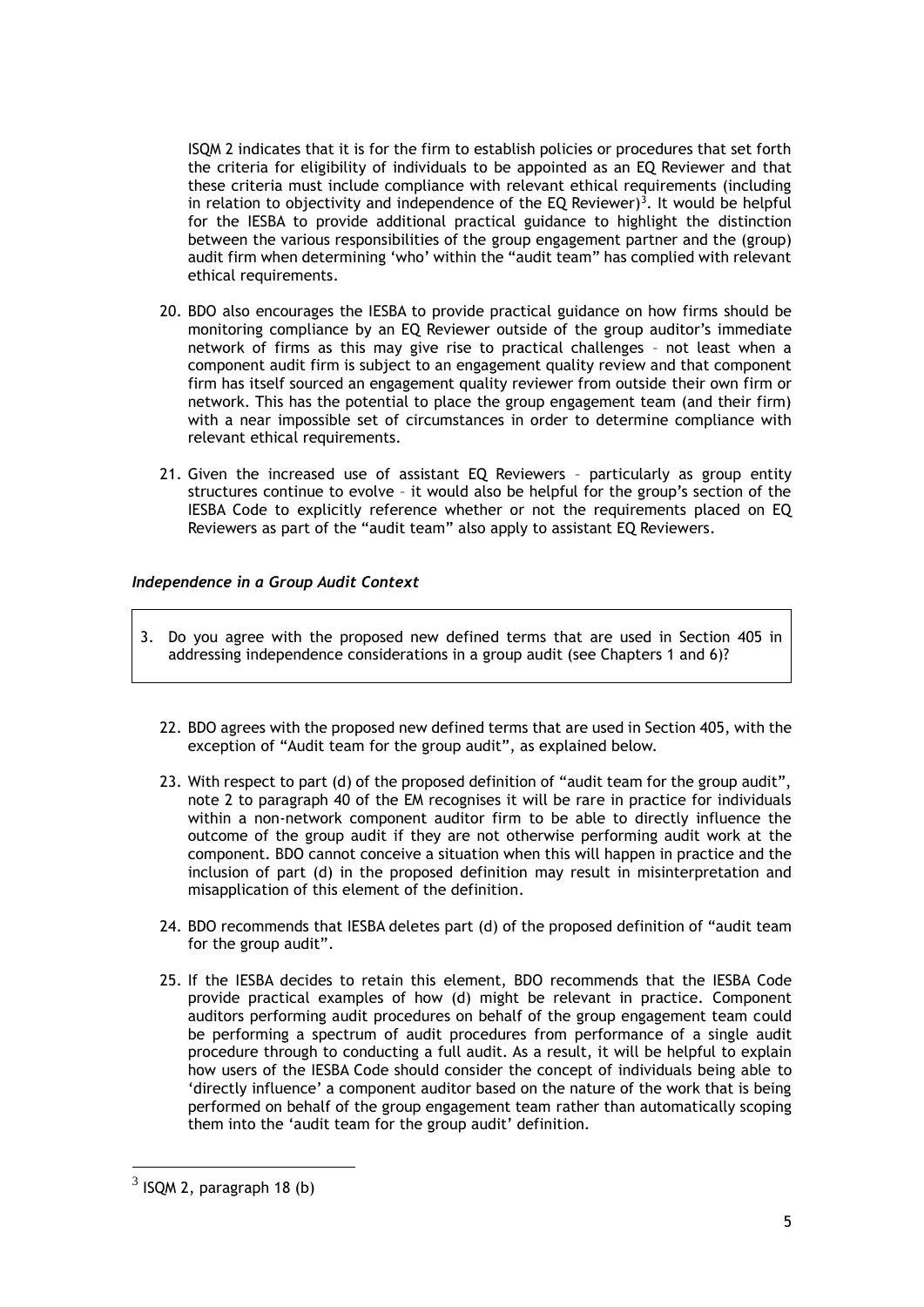ISQM 2 indicates that it is for the firm to establish policies or procedures that set forth the criteria for eligibility of individuals to be appointed as an EQ Reviewer and that these criteria must include compliance with relevant ethical requirements (including in relation to objectivity and independence of the EQ Reviewer)[3]. It would be helpful for the IESBA to provide additional practical guidance to highlight the distinction between the various responsibilities of the group engagement partner and the (group) audit firm when determining 'who' within the "audit team" has complied with relevant ethical requirements.

20. BDO also encourages the IESBA to provide practical guidance on how firms should be monitoring compliance by an EQ Reviewer outside of the group auditor's immediate network of firms as this may give rise to practical challenges – not least when a component audit firm is subject to an engagement quality review and that component firm has itself sourced an engagement quality reviewer from outside their own firm or network. This has the potential to place the group engagement team (and their firm) with a near impossible set of circumstances in order to determine compliance with relevant ethical requirements.

21. Given the increased use of assistant EQ Reviewers – particularly as group entity structures continue to evolve – it would also be helpful for the group's section of the IESBA Code to explicitly reference whether or not the requirements placed on EQ Reviewers as part of the "audit team" also apply to assistant EQ Reviewers.

### *Independence in a Group Audit Context*

> 3. Do you agree with the proposed new defined terms that are used in Section 405 in addressing independence considerations in a group audit (see Chapters 1 and 6)?

22. BDO agrees with the proposed new defined terms that are used in Section 405, with the exception of "Audit team for the group audit", as explained below.

23. With respect to part (d) of the proposed definition of "audit team for the group audit", note 2 to paragraph 40 of the EM recognises it will be rare in practice for individuals within a non-network component auditor firm to be able to directly influence the outcome of the group audit if they are not otherwise performing audit work at the component. BDO cannot conceive a situation when this will happen in practice and the inclusion of part (d) in the proposed definition may result in misinterpretation and misapplication of this element of the definition.

24. BDO recommends that IESBA deletes part (d) of the proposed definition of "audit team for the group audit".

25. If the IESBA decides to retain this element, BDO recommends that the IESBA Code provide practical examples of how (d) might be relevant in practice. Component auditors performing audit procedures on behalf of the group engagement team could be performing a spectrum of audit procedures from performance of a single audit procedure through to conducting a full audit. As a result, it will be helpful to explain how users of the IESBA Code should consider the concept of individuals being able to 'directly influence' a component auditor based on the nature of the work that is being performed on behalf of the group engagement team rather than automatically scoping them into the 'audit team for the group audit' definition.

---

[3] ISQM 2, paragraph 18 (b)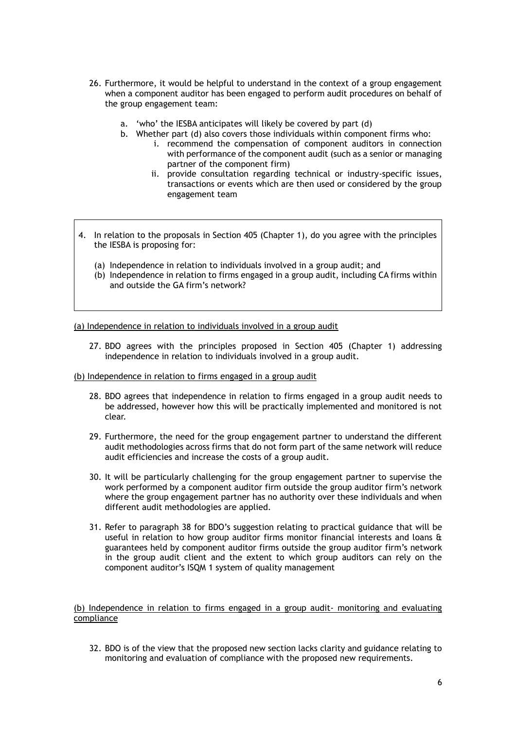26. Furthermore, it would be helpful to understand in the context of a group engagement when a component auditor has been engaged to perform audit procedures on behalf of the group engagement team:

    a. 'who' the IESBA anticipates will likely be covered by part (d)
    b. Whether part (d) also covers those individuals within component firms who:
        i. recommend the compensation of component auditors in connection with performance of the component audit (such as a senior or managing partner of the component firm)
        ii. provide consultation regarding technical or industry-specific issues, transactions or events which are then used or considered by the group engagement team

> 4. In relation to the proposals in Section 405 (Chapter 1), do you agree with the principles the IESBA is proposing for:
>
> (a) Independence in relation to individuals involved in a group audit; and
>
> (b) Independence in relation to firms engaged in a group audit, including CA firms within and outside the GA firm's network?

<u>(a) Independence in relation to individuals involved in a group audit</u>

27. BDO agrees with the principles proposed in Section 405 (Chapter 1) addressing independence in relation to individuals involved in a group audit.

<u>(b) Independence in relation to firms engaged in a group audit</u>

28. BDO agrees that independence in relation to firms engaged in a group audit needs to be addressed, however how this will be practically implemented and monitored is not clear.

29. Furthermore, the need for the group engagement partner to understand the different audit methodologies across firms that do not form part of the same network will reduce audit efficiencies and increase the costs of a group audit.

30. It will be particularly challenging for the group engagement partner to supervise the work performed by a component auditor firm outside the group auditor firm's network where the group engagement partner has no authority over these individuals and when different audit methodologies are applied.

31. Refer to paragraph 38 for BDO's suggestion relating to practical guidance that will be useful in relation to how group auditor firms monitor financial interests and loans & guarantees held by component auditor firms outside the group auditor firm's network in the group audit client and the extent to which group auditors can rely on the component auditor's ISQM 1 system of quality management

<u>(b) Independence in relation to firms engaged in a group audit- monitoring and evaluating compliance</u>

32. BDO is of the view that the proposed new section lacks clarity and guidance relating to monitoring and evaluation of compliance with the proposed new requirements.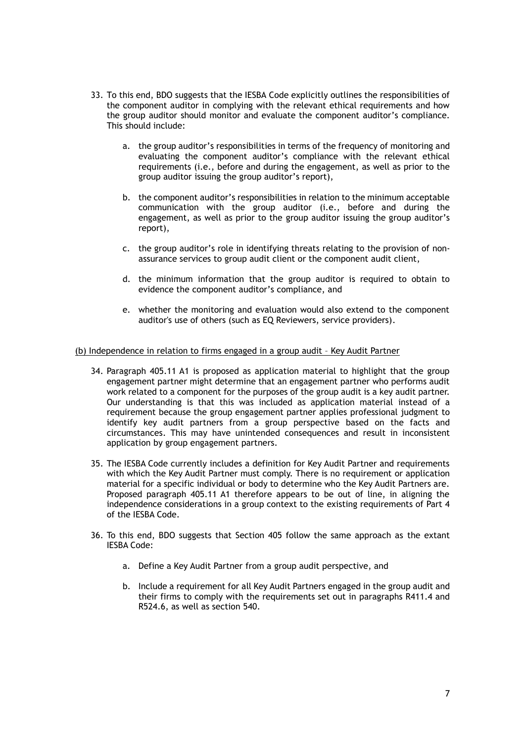33. To this end, BDO suggests that the IESBA Code explicitly outlines the responsibilities of the component auditor in complying with the relevant ethical requirements and how the group auditor should monitor and evaluate the component auditor's compliance. This should include:

    a. the group auditor's responsibilities in terms of the frequency of monitoring and evaluating the component auditor's compliance with the relevant ethical requirements (i.e., before and during the engagement, as well as prior to the group auditor issuing the group auditor's report),

    b. the component auditor's responsibilities in relation to the minimum acceptable communication with the group auditor (i.e., before and during the engagement, as well as prior to the group auditor issuing the group auditor's report),

    c. the group auditor's role in identifying threats relating to the provision of non-assurance services to group audit client or the component audit client,

    d. the minimum information that the group auditor is required to obtain to evidence the component auditor's compliance, and

    e. whether the monitoring and evaluation would also extend to the component auditor's use of others (such as EQ Reviewers, service providers).

<u>(b) Independence in relation to firms engaged in a group audit – Key Audit Partner</u>

34. Paragraph 405.11 A1 is proposed as application material to highlight that the group engagement partner might determine that an engagement partner who performs audit work related to a component for the purposes of the group audit is a key audit partner. Our understanding is that this was included as application material instead of a requirement because the group engagement partner applies professional judgment to identify key audit partners from a group perspective based on the facts and circumstances. This may have unintended consequences and result in inconsistent application by group engagement partners.

35. The IESBA Code currently includes a definition for Key Audit Partner and requirements with which the Key Audit Partner must comply. There is no requirement or application material for a specific individual or body to determine who the Key Audit Partners are. Proposed paragraph 405.11 A1 therefore appears to be out of line, in aligning the independence considerations in a group context to the existing requirements of Part 4 of the IESBA Code.

36. To this end, BDO suggests that Section 405 follow the same approach as the extant IESBA Code:

    a. Define a Key Audit Partner from a group audit perspective, and

    b. Include a requirement for all Key Audit Partners engaged in the group audit and their firms to comply with the requirements set out in paragraphs R411.4 and R524.6, as well as section 540.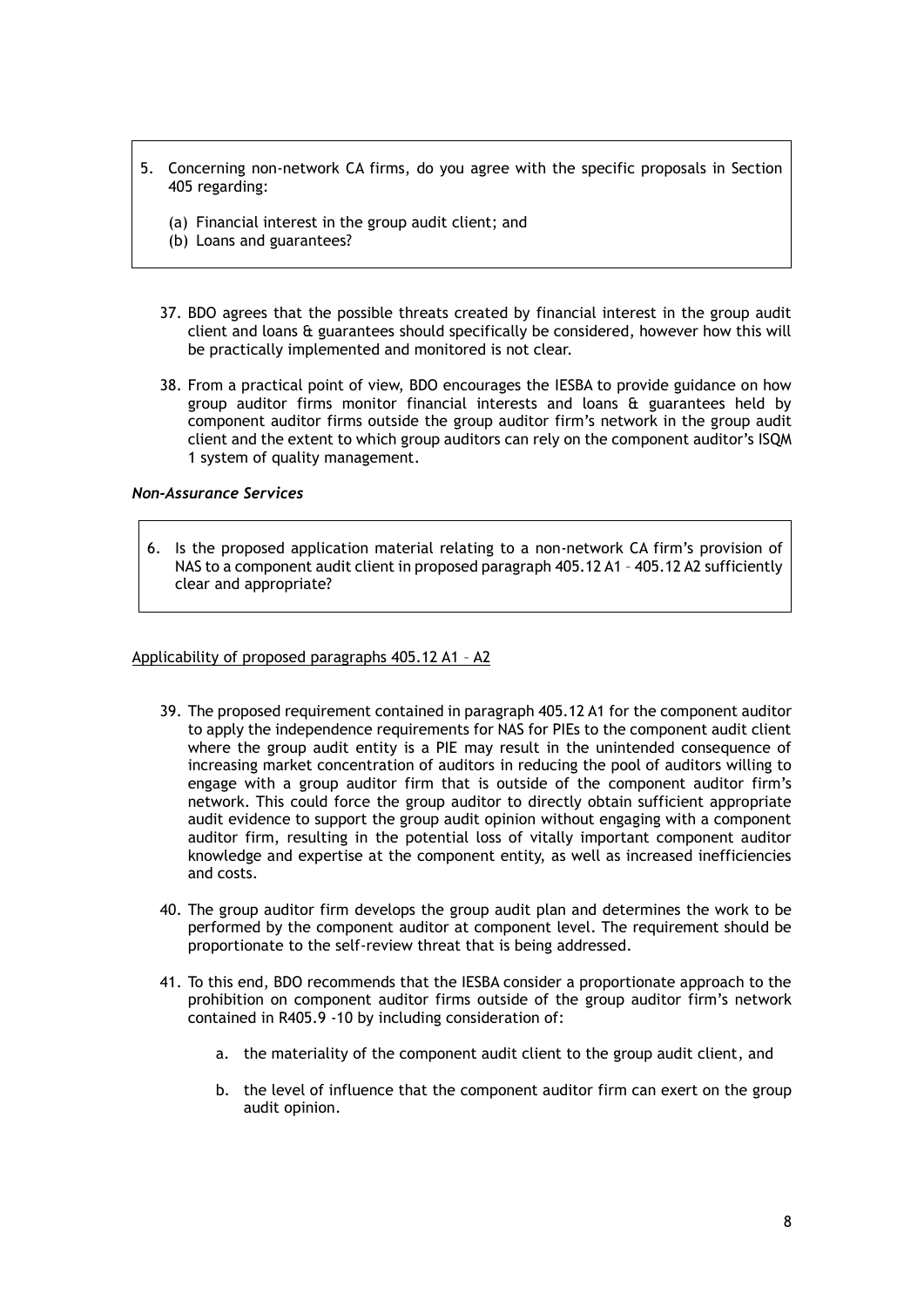> 5. Concerning non-network CA firms, do you agree with the specific proposals in Section 405 regarding:
>
>     (a) Financial interest in the group audit client; and
>     (b) Loans and guarantees?

37. BDO agrees that the possible threats created by financial interest in the group audit client and loans & guarantees should specifically be considered, however how this will be practically implemented and monitored is not clear.

38. From a practical point of view, BDO encourages the IESBA to provide guidance on how group auditor firms monitor financial interests and loans & guarantees held by component auditor firms outside the group auditor firm's network in the group audit client and the extent to which group auditors can rely on the component auditor's ISQM 1 system of quality management.

***Non-Assurance Services***

> 6. Is the proposed application material relating to a non-network CA firm's provision of NAS to a component audit client in proposed paragraph 405.12 A1 – 405.12 A2 sufficiently clear and appropriate?

<u>Applicability of proposed paragraphs 405.12 A1 – A2</u>

39. The proposed requirement contained in paragraph 405.12 A1 for the component auditor to apply the independence requirements for NAS for PIEs to the component audit client where the group audit entity is a PIE may result in the unintended consequence of increasing market concentration of auditors in reducing the pool of auditors willing to engage with a group auditor firm that is outside of the component auditor firm's network. This could force the group auditor to directly obtain sufficient appropriate audit evidence to support the group audit opinion without engaging with a component auditor firm, resulting in the potential loss of vitally important component auditor knowledge and expertise at the component entity, as well as increased inefficiencies and costs.

40. The group auditor firm develops the group audit plan and determines the work to be performed by the component auditor at component level. The requirement should be proportionate to the self-review threat that is being addressed.

41. To this end, BDO recommends that the IESBA consider a proportionate approach to the prohibition on component auditor firms outside of the group auditor firm's network contained in R405.9 -10 by including consideration of:

    a. the materiality of the component audit client to the group audit client, and

    b. the level of influence that the component auditor firm can exert on the group audit opinion.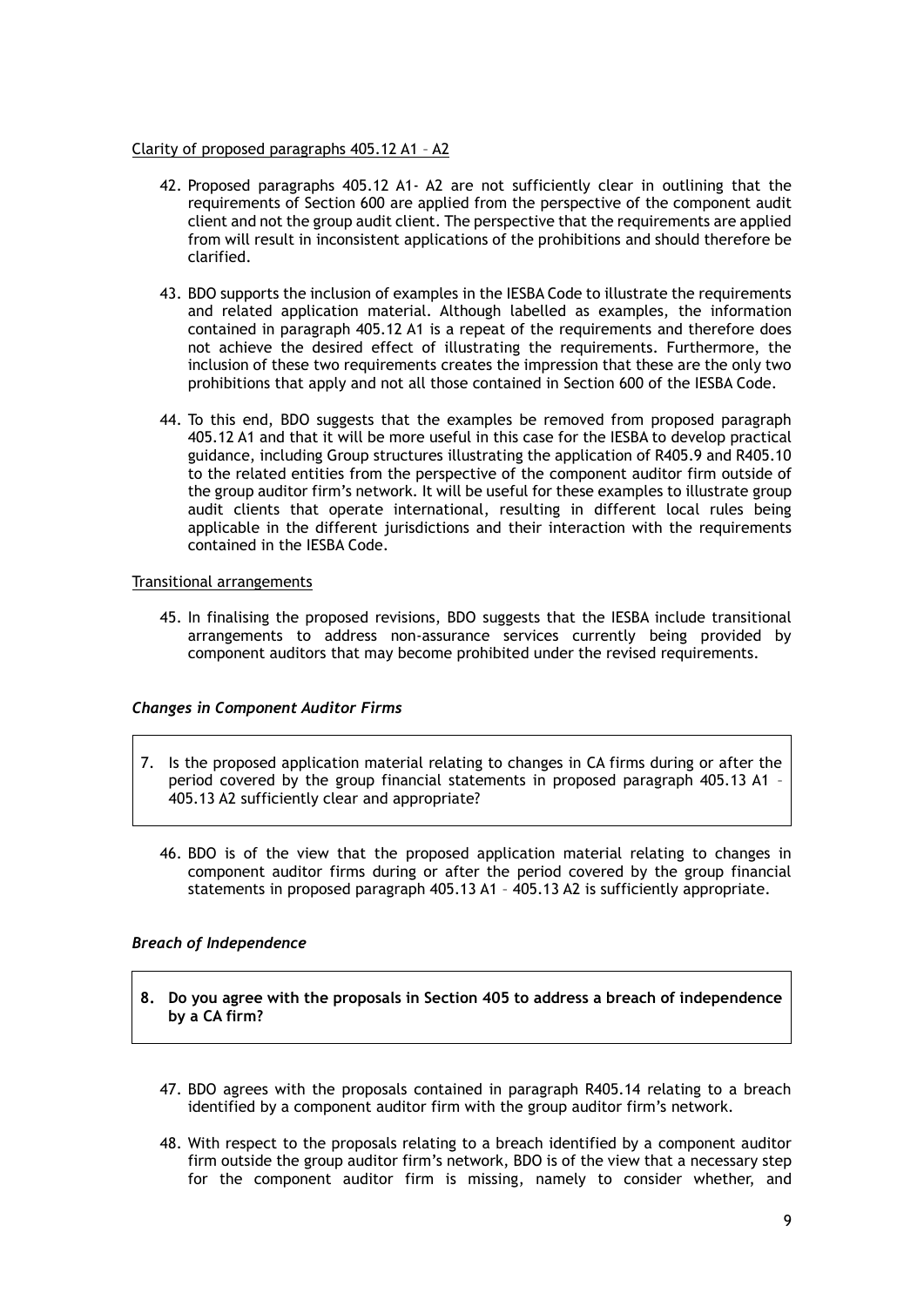Clarity of proposed paragraphs 405.12 A1 – A2

42. Proposed paragraphs 405.12 A1- A2 are not sufficiently clear in outlining that the requirements of Section 600 are applied from the perspective of the component audit client and not the group audit client. The perspective that the requirements are applied from will result in inconsistent applications of the prohibitions and should therefore be clarified.

43. BDO supports the inclusion of examples in the IESBA Code to illustrate the requirements and related application material. Although labelled as examples, the information contained in paragraph 405.12 A1 is a repeat of the requirements and therefore does not achieve the desired effect of illustrating the requirements. Furthermore, the inclusion of these two requirements creates the impression that these are the only two prohibitions that apply and not all those contained in Section 600 of the IESBA Code.

44. To this end, BDO suggests that the examples be removed from proposed paragraph 405.12 A1 and that it will be more useful in this case for the IESBA to develop practical guidance, including Group structures illustrating the application of R405.9 and R405.10 to the related entities from the perspective of the component auditor firm outside of the group auditor firm's network. It will be useful for these examples to illustrate group audit clients that operate international, resulting in different local rules being applicable in the different jurisdictions and their interaction with the requirements contained in the IESBA Code.

Transitional arrangements

45. In finalising the proposed revisions, BDO suggests that the IESBA include transitional arrangements to address non-assurance services currently being provided by component auditors that may become prohibited under the revised requirements.

### *Changes in Component Auditor Firms*

7. Is the proposed application material relating to changes in CA firms during or after the period covered by the group financial statements in proposed paragraph 405.13 A1 – 405.13 A2 sufficiently clear and appropriate?

46. BDO is of the view that the proposed application material relating to changes in component auditor firms during or after the period covered by the group financial statements in proposed paragraph 405.13 A1 – 405.13 A2 is sufficiently appropriate.

### *Breach of Independence*

**8. Do you agree with the proposals in Section 405 to address a breach of independence by a CA firm?**

47. BDO agrees with the proposals contained in paragraph R405.14 relating to a breach identified by a component auditor firm with the group auditor firm's network.

48. With respect to the proposals relating to a breach identified by a component auditor firm outside the group auditor firm's network, BDO is of the view that a necessary step for the component auditor firm is missing, namely to consider whether, and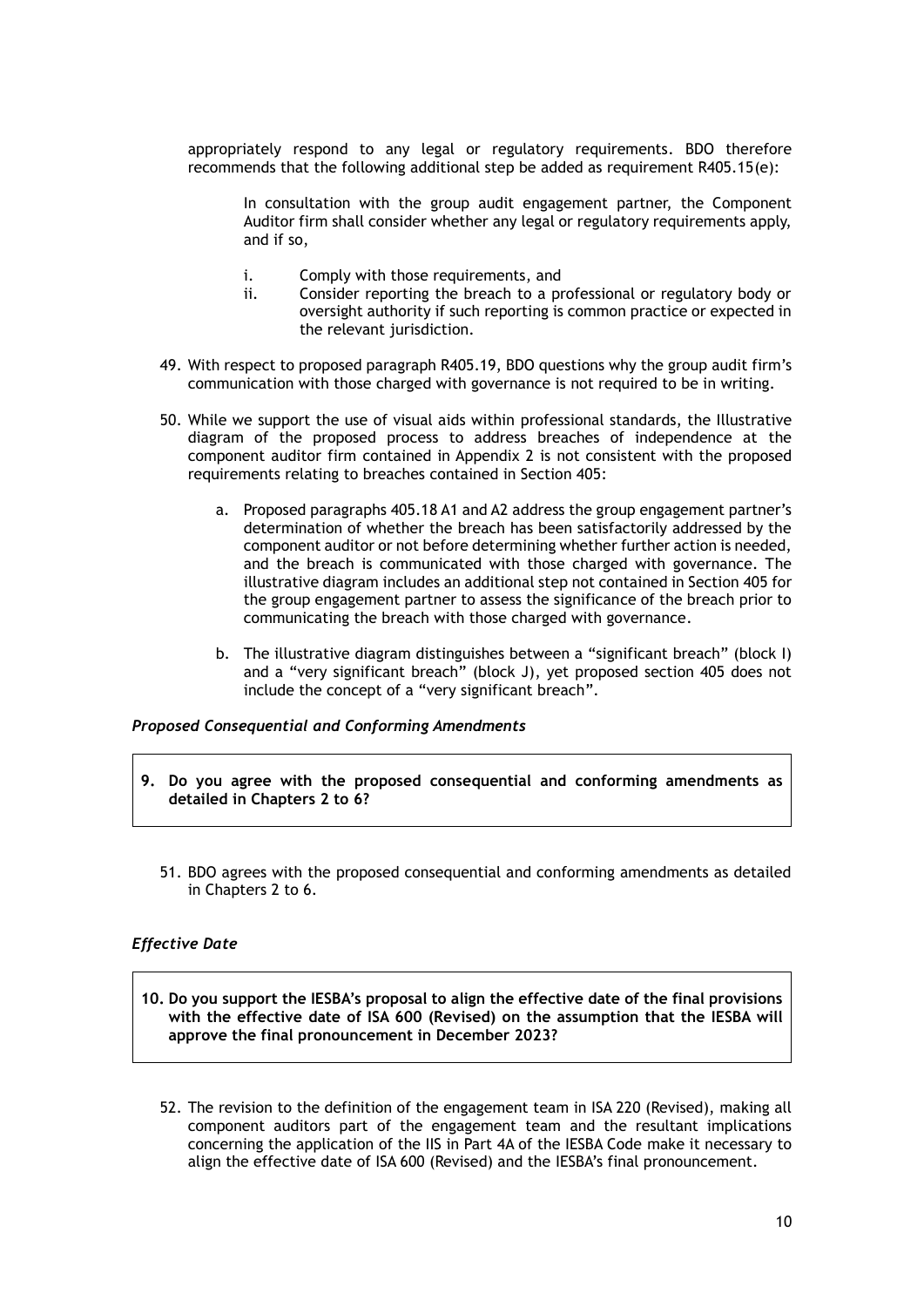appropriately respond to any legal or regulatory requirements. BDO therefore recommends that the following additional step be added as requirement R405.15(e):

> In consultation with the group audit engagement partner, the Component Auditor firm shall consider whether any legal or regulatory requirements apply, and if so,
>
> i. Comply with those requirements, and
> ii. Consider reporting the breach to a professional or regulatory body or oversight authority if such reporting is common practice or expected in the relevant jurisdiction.

49. With respect to proposed paragraph R405.19, BDO questions why the group audit firm's communication with those charged with governance is not required to be in writing.

50. While we support the use of visual aids within professional standards, the Illustrative diagram of the proposed process to address breaches of independence at the component auditor firm contained in Appendix 2 is not consistent with the proposed requirements relating to breaches contained in Section 405:

    a. Proposed paragraphs 405.18 A1 and A2 address the group engagement partner's determination of whether the breach has been satisfactorily addressed by the component auditor or not before determining whether further action is needed, and the breach is communicated with those charged with governance. The illustrative diagram includes an additional step not contained in Section 405 for the group engagement partner to assess the significance of the breach prior to communicating the breach with those charged with governance.

    b. The illustrative diagram distinguishes between a "significant breach" (block I) and a "very significant breach" (block J), yet proposed section 405 does not include the concept of a "very significant breach".

### *Proposed Consequential and Conforming Amendments*

**9. Do you agree with the proposed consequential and conforming amendments as detailed in Chapters 2 to 6?**

51. BDO agrees with the proposed consequential and conforming amendments as detailed in Chapters 2 to 6.

### *Effective Date*

**10. Do you support the IESBA's proposal to align the effective date of the final provisions with the effective date of ISA 600 (Revised) on the assumption that the IESBA will approve the final pronouncement in December 2023?**

52. The revision to the definition of the engagement team in ISA 220 (Revised), making all component auditors part of the engagement team and the resultant implications concerning the application of the IIS in Part 4A of the IESBA Code make it necessary to align the effective date of ISA 600 (Revised) and the IESBA's final pronouncement.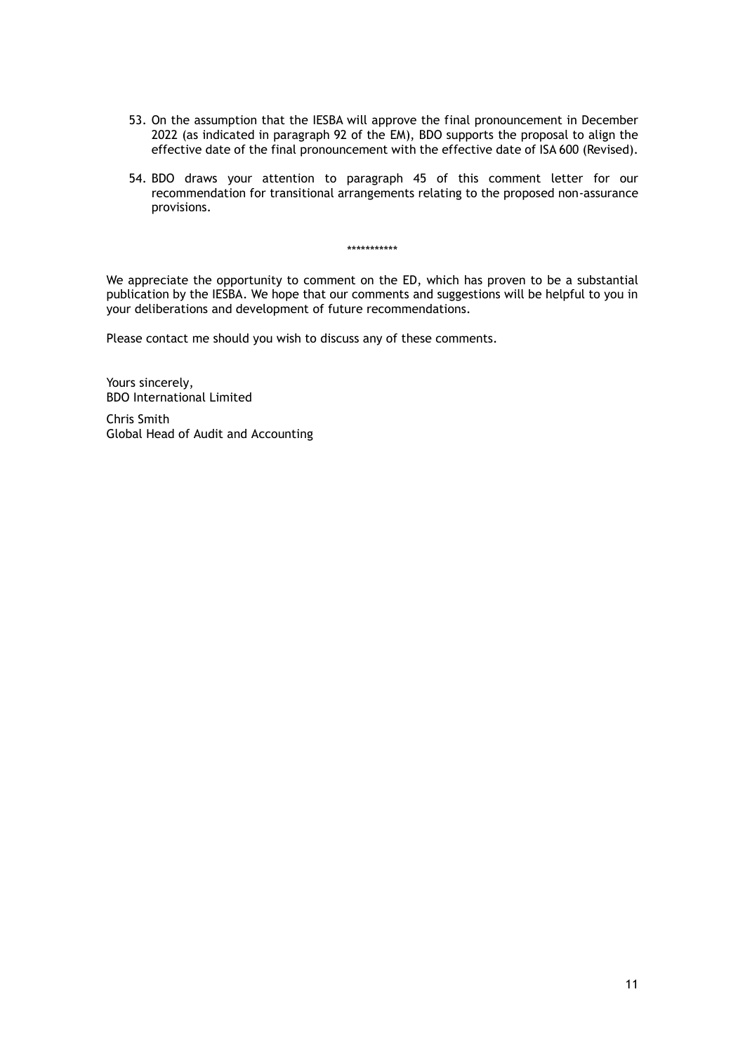53. On the assumption that the IESBA will approve the final pronouncement in December 2022 (as indicated in paragraph 92 of the EM), BDO supports the proposal to align the effective date of the final pronouncement with the effective date of ISA 600 (Revised).

54. BDO draws your attention to paragraph 45 of this comment letter for our recommendation for transitional arrangements relating to the proposed non-assurance provisions.

***********

We appreciate the opportunity to comment on the ED, which has proven to be a substantial publication by the IESBA. We hope that our comments and suggestions will be helpful to you in your deliberations and development of future recommendations.

Please contact me should you wish to discuss any of these comments.

Yours sincerely,  
BDO International Limited

Chris Smith  
Global Head of Audit and Accounting